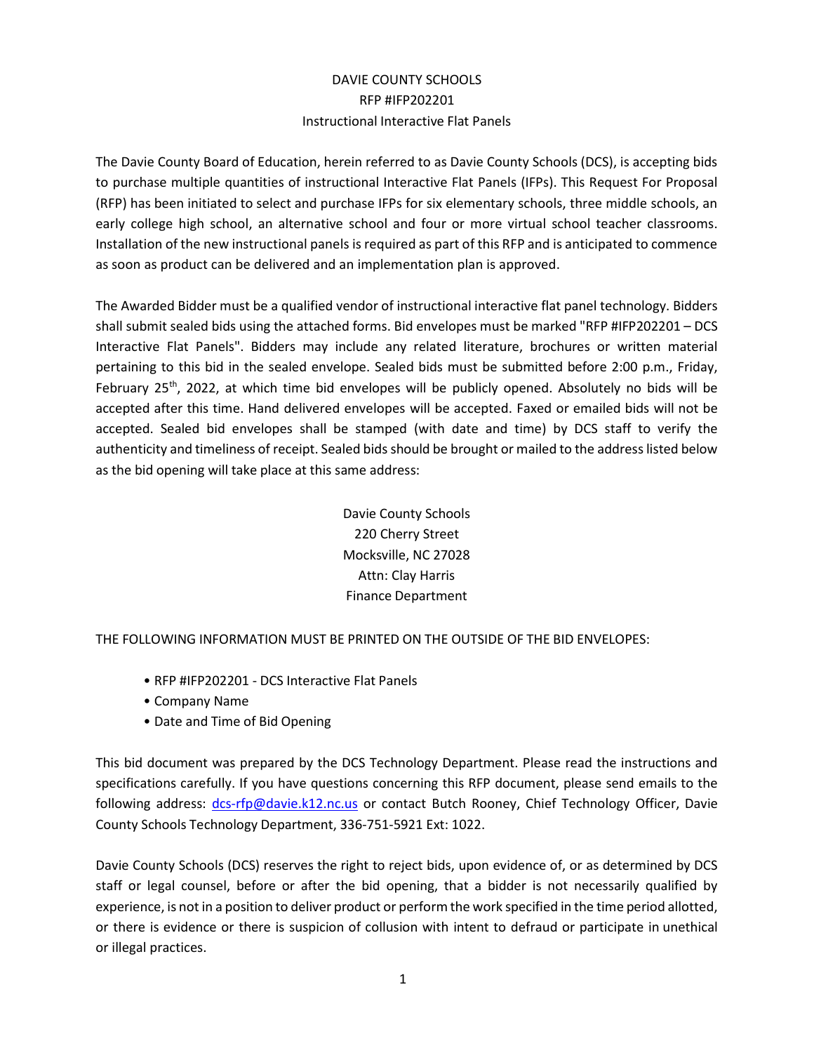# DAVIE COUNTY SCHOOLS
## RFP #IFP202201
## Instructional Interactive Flat Panels

The Davie County Board of Education, herein referred to as Davie County Schools (DCS), is accepting bids to purchase multiple quantities of instructional Interactive Flat Panels (IFPs). This Request For Proposal (RFP) has been initiated to select and purchase IFPs for six elementary schools, three middle schools, an early college high school, an alternative school and four or more virtual school teacher classrooms. Installation of the new instructional panels is required as part of this RFP and is anticipated to commence as soon as product can be delivered and an implementation plan is approved.

The Awarded Bidder must be a qualified vendor of instructional interactive flat panel technology. Bidders shall submit sealed bids using the attached forms. Bid envelopes must be marked "RFP #IFP202201 – DCS Interactive Flat Panels". Bidders may include any related literature, brochures or written material pertaining to this bid in the sealed envelope. Sealed bids must be submitted before 2:00 p.m., Friday, February 25th, 2022, at which time bid envelopes will be publicly opened. Absolutely no bids will be accepted after this time. Hand delivered envelopes will be accepted. Faxed or emailed bids will not be accepted. Sealed bid envelopes shall be stamped (with date and time) by DCS staff to verify the authenticity and timeliness of receipt. Sealed bids should be brought or mailed to the address listed below as the bid opening will take place at this same address:

Davie County Schools
220 Cherry Street
Mocksville, NC 27028
Attn: Clay Harris
Finance Department

THE FOLLOWING INFORMATION MUST BE PRINTED ON THE OUTSIDE OF THE BID ENVELOPES:

- RFP #IFP202201 - DCS Interactive Flat Panels
- Company Name
- Date and Time of Bid Opening

This bid document was prepared by the DCS Technology Department. Please read the instructions and specifications carefully. If you have questions concerning this RFP document, please send emails to the following address: dcs-rfp@davie.k12.nc.us or contact Butch Rooney, Chief Technology Officer, Davie County Schools Technology Department, 336-751-5921 Ext: 1022.

Davie County Schools (DCS) reserves the right to reject bids, upon evidence of, or as determined by DCS staff or legal counsel, before or after the bid opening, that a bidder is not necessarily qualified by experience, is not in a position to deliver product or perform the work specified in the time period allotted, or there is evidence or there is suspicion of collusion with intent to defraud or participate in unethical or illegal practices.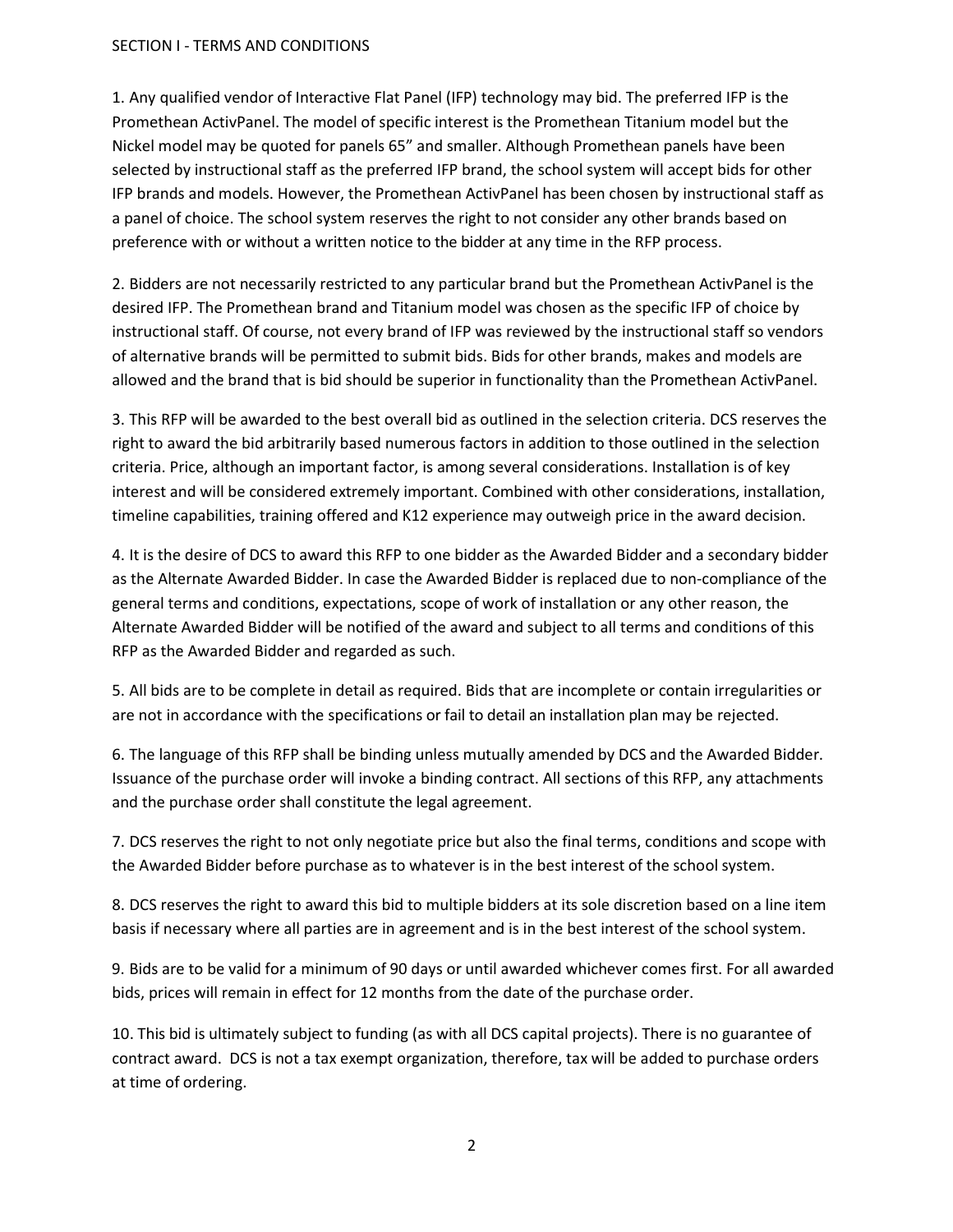## SECTION I - TERMS AND CONDITIONS

1. Any qualified vendor of Interactive Flat Panel (IFP) technology may bid. The preferred IFP is the Promethean ActivPanel. The model of specific interest is the Promethean Titanium model but the Nickel model may be quoted for panels 65" and smaller. Although Promethean panels have been selected by instructional staff as the preferred IFP brand, the school system will accept bids for other IFP brands and models. However, the Promethean ActivPanel has been chosen by instructional staff as a panel of choice. The school system reserves the right to not consider any other brands based on preference with or without a written notice to the bidder at any time in the RFP process.

2. Bidders are not necessarily restricted to any particular brand but the Promethean ActivPanel is the desired IFP. The Promethean brand and Titanium model was chosen as the specific IFP of choice by instructional staff. Of course, not every brand of IFP was reviewed by the instructional staff so vendors of alternative brands will be permitted to submit bids. Bids for other brands, makes and models are allowed and the brand that is bid should be superior in functionality than the Promethean ActivPanel.

3. This RFP will be awarded to the best overall bid as outlined in the selection criteria. DCS reserves the right to award the bid arbitrarily based numerous factors in addition to those outlined in the selection criteria. Price, although an important factor, is among several considerations. Installation is of key interest and will be considered extremely important. Combined with other considerations, installation, timeline capabilities, training offered and K12 experience may outweigh price in the award decision.

4. It is the desire of DCS to award this RFP to one bidder as the Awarded Bidder and a secondary bidder as the Alternate Awarded Bidder. In case the Awarded Bidder is replaced due to non-compliance of the general terms and conditions, expectations, scope of work of installation or any other reason, the Alternate Awarded Bidder will be notified of the award and subject to all terms and conditions of this RFP as the Awarded Bidder and regarded as such.

5. All bids are to be complete in detail as required. Bids that are incomplete or contain irregularities or are not in accordance with the specifications or fail to detail an installation plan may be rejected.

6. The language of this RFP shall be binding unless mutually amended by DCS and the Awarded Bidder. Issuance of the purchase order will invoke a binding contract. All sections of this RFP, any attachments and the purchase order shall constitute the legal agreement.

7. DCS reserves the right to not only negotiate price but also the final terms, conditions and scope with the Awarded Bidder before purchase as to whatever is in the best interest of the school system.

8. DCS reserves the right to award this bid to multiple bidders at its sole discretion based on a line item basis if necessary where all parties are in agreement and is in the best interest of the school system.

9. Bids are to be valid for a minimum of 90 days or until awarded whichever comes first. For all awarded bids, prices will remain in effect for 12 months from the date of the purchase order.

10. This bid is ultimately subject to funding (as with all DCS capital projects). There is no guarantee of contract award. DCS is not a tax exempt organization, therefore, tax will be added to purchase orders at time of ordering.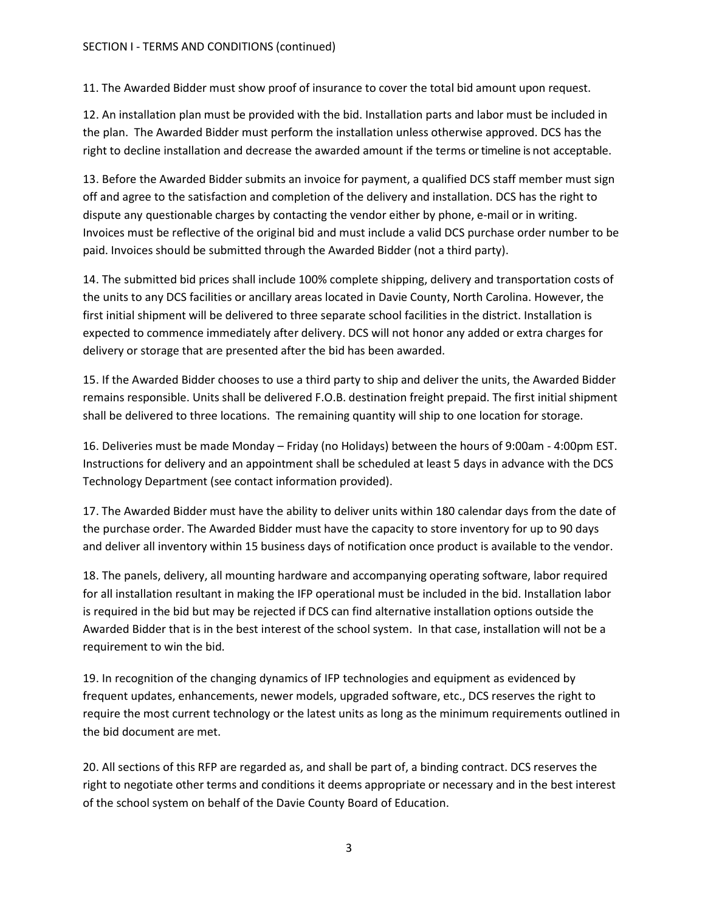SECTION I - TERMS AND CONDITIONS (continued)

11. The Awarded Bidder must show proof of insurance to cover the total bid amount upon request.

12. An installation plan must be provided with the bid. Installation parts and labor must be included in the plan. The Awarded Bidder must perform the installation unless otherwise approved. DCS has the right to decline installation and decrease the awarded amount if the terms or timeline is not acceptable.

13. Before the Awarded Bidder submits an invoice for payment, a qualified DCS staff member must sign off and agree to the satisfaction and completion of the delivery and installation. DCS has the right to dispute any questionable charges by contacting the vendor either by phone, e-mail or in writing. Invoices must be reflective of the original bid and must include a valid DCS purchase order number to be paid. Invoices should be submitted through the Awarded Bidder (not a third party).

14. The submitted bid prices shall include 100% complete shipping, delivery and transportation costs of the units to any DCS facilities or ancillary areas located in Davie County, North Carolina. However, the first initial shipment will be delivered to three separate school facilities in the district. Installation is expected to commence immediately after delivery. DCS will not honor any added or extra charges for delivery or storage that are presented after the bid has been awarded.

15. If the Awarded Bidder chooses to use a third party to ship and deliver the units, the Awarded Bidder remains responsible. Units shall be delivered F.O.B. destination freight prepaid. The first initial shipment shall be delivered to three locations. The remaining quantity will ship to one location for storage.

16. Deliveries must be made Monday – Friday (no Holidays) between the hours of 9:00am - 4:00pm EST. Instructions for delivery and an appointment shall be scheduled at least 5 days in advance with the DCS Technology Department (see contact information provided).

17. The Awarded Bidder must have the ability to deliver units within 180 calendar days from the date of the purchase order. The Awarded Bidder must have the capacity to store inventory for up to 90 days and deliver all inventory within 15 business days of notification once product is available to the vendor.

18. The panels, delivery, all mounting hardware and accompanying operating software, labor required for all installation resultant in making the IFP operational must be included in the bid. Installation labor is required in the bid but may be rejected if DCS can find alternative installation options outside the Awarded Bidder that is in the best interest of the school system. In that case, installation will not be a requirement to win the bid.

19. In recognition of the changing dynamics of IFP technologies and equipment as evidenced by frequent updates, enhancements, newer models, upgraded software, etc., DCS reserves the right to require the most current technology or the latest units as long as the minimum requirements outlined in the bid document are met.

20. All sections of this RFP are regarded as, and shall be part of, a binding contract. DCS reserves the right to negotiate other terms and conditions it deems appropriate or necessary and in the best interest of the school system on behalf of the Davie County Board of Education.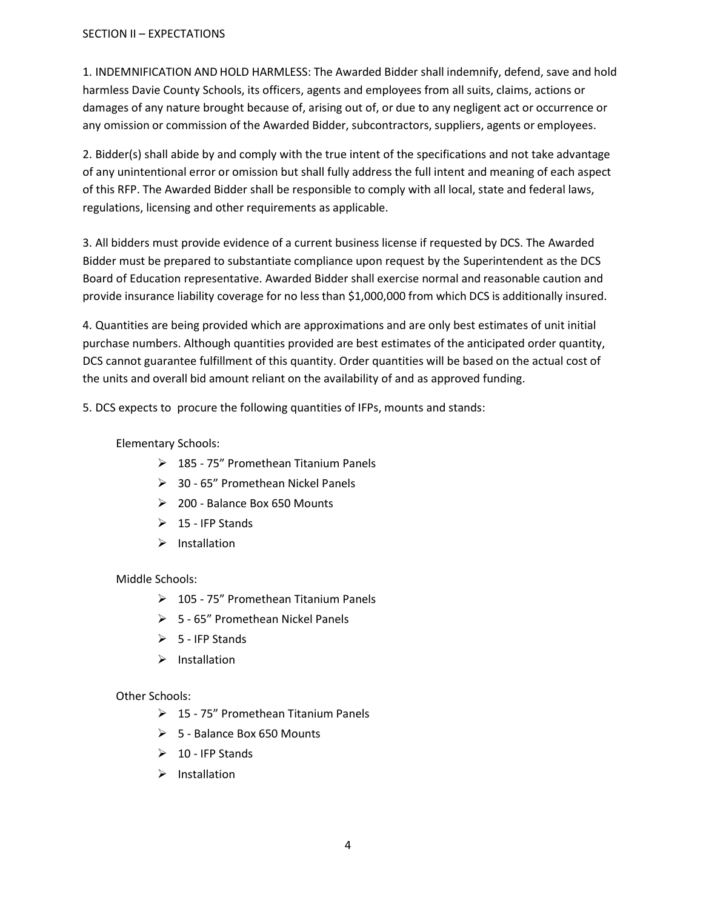## SECTION II – EXPECTATIONS

1. INDEMNIFICATION AND HOLD HARMLESS: The Awarded Bidder shall indemnify, defend, save and hold harmless Davie County Schools, its officers, agents and employees from all suits, claims, actions or damages of any nature brought because of, arising out of, or due to any negligent act or occurrence or any omission or commission of the Awarded Bidder, subcontractors, suppliers, agents or employees.

2. Bidder(s) shall abide by and comply with the true intent of the specifications and not take advantage of any unintentional error or omission but shall fully address the full intent and meaning of each aspect of this RFP. The Awarded Bidder shall be responsible to comply with all local, state and federal laws, regulations, licensing and other requirements as applicable.

3. All bidders must provide evidence of a current business license if requested by DCS. The Awarded Bidder must be prepared to substantiate compliance upon request by the Superintendent as the DCS Board of Education representative. Awarded Bidder shall exercise normal and reasonable caution and provide insurance liability coverage for no less than $1,000,000 from which DCS is additionally insured.

4. Quantities are being provided which are approximations and are only best estimates of unit initial purchase numbers. Although quantities provided are best estimates of the anticipated order quantity, DCS cannot guarantee fulfillment of this quantity. Order quantities will be based on the actual cost of the units and overall bid amount reliant on the availability of and as approved funding.

5. DCS expects to procure the following quantities of IFPs, mounts and stands:

Elementary Schools:

- 185 - 75" Promethean Titanium Panels
- 30 - 65" Promethean Nickel Panels
- 200 - Balance Box 650 Mounts
- 15 - IFP Stands
- Installation

Middle Schools:

- 105 - 75" Promethean Titanium Panels
- 5 - 65" Promethean Nickel Panels
- 5 - IFP Stands
- Installation

Other Schools:

- 15 - 75" Promethean Titanium Panels
- 5 - Balance Box 650 Mounts
- 10 - IFP Stands
- Installation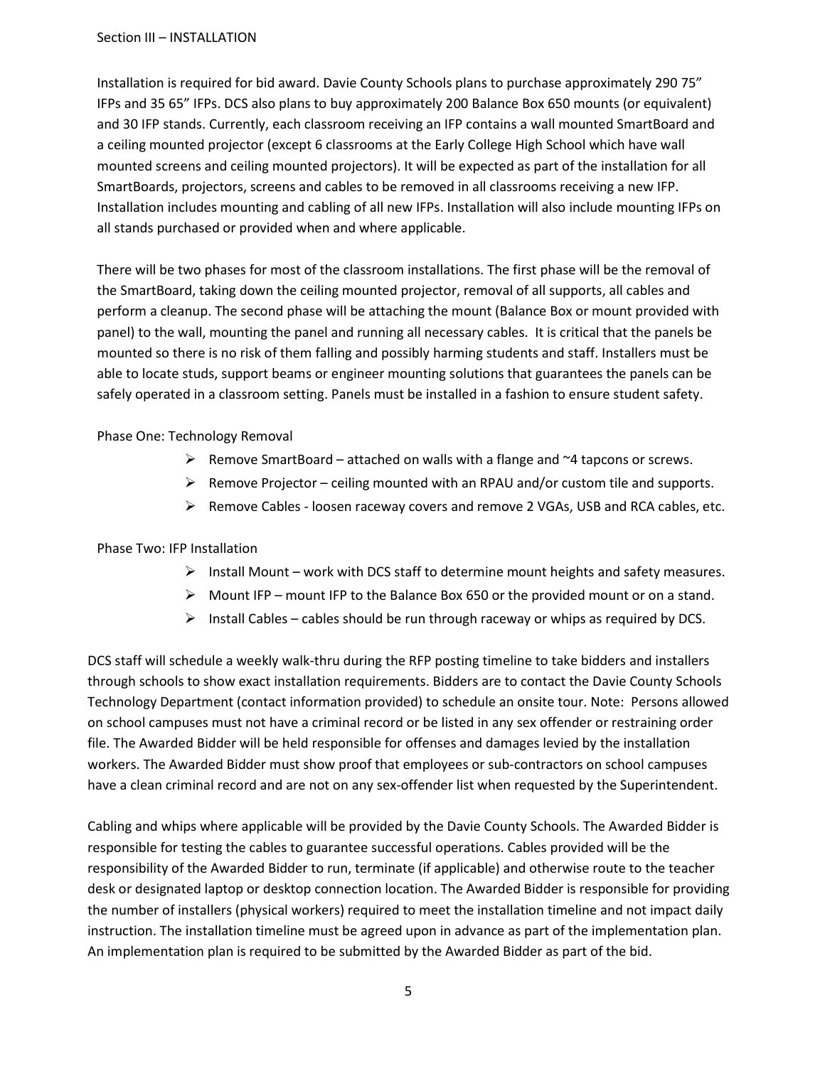## Section III – INSTALLATION

Installation is required for bid award. Davie County Schools plans to purchase approximately 290 75" IFPs and 35 65" IFPs. DCS also plans to buy approximately 200 Balance Box 650 mounts (or equivalent) and 30 IFP stands. Currently, each classroom receiving an IFP contains a wall mounted SmartBoard and a ceiling mounted projector (except 6 classrooms at the Early College High School which have wall mounted screens and ceiling mounted projectors). It will be expected as part of the installation for all SmartBoards, projectors, screens and cables to be removed in all classrooms receiving a new IFP. Installation includes mounting and cabling of all new IFPs. Installation will also include mounting IFPs on all stands purchased or provided when and where applicable.

There will be two phases for most of the classroom installations. The first phase will be the removal of the SmartBoard, taking down the ceiling mounted projector, removal of all supports, all cables and perform a cleanup. The second phase will be attaching the mount (Balance Box or mount provided with panel) to the wall, mounting the panel and running all necessary cables. It is critical that the panels be mounted so there is no risk of them falling and possibly harming students and staff. Installers must be able to locate studs, support beams or engineer mounting solutions that guarantees the panels can be safely operated in a classroom setting. Panels must be installed in a fashion to ensure student safety.

Phase One: Technology Removal

- Remove SmartBoard – attached on walls with a flange and ~4 tapcons or screws.
- Remove Projector – ceiling mounted with an RPAU and/or custom tile and supports.
- Remove Cables - loosen raceway covers and remove 2 VGAs, USB and RCA cables, etc.

Phase Two: IFP Installation

- Install Mount – work with DCS staff to determine mount heights and safety measures.
- Mount IFP – mount IFP to the Balance Box 650 or the provided mount or on a stand.
- Install Cables – cables should be run through raceway or whips as required by DCS.

DCS staff will schedule a weekly walk-thru during the RFP posting timeline to take bidders and installers through schools to show exact installation requirements. Bidders are to contact the Davie County Schools Technology Department (contact information provided) to schedule an onsite tour. Note: Persons allowed on school campuses must not have a criminal record or be listed in any sex offender or restraining order file. The Awarded Bidder will be held responsible for offenses and damages levied by the installation workers. The Awarded Bidder must show proof that employees or sub-contractors on school campuses have a clean criminal record and are not on any sex-offender list when requested by the Superintendent.

Cabling and whips where applicable will be provided by the Davie County Schools. The Awarded Bidder is responsible for testing the cables to guarantee successful operations. Cables provided will be the responsibility of the Awarded Bidder to run, terminate (if applicable) and otherwise route to the teacher desk or designated laptop or desktop connection location. The Awarded Bidder is responsible for providing the number of installers (physical workers) required to meet the installation timeline and not impact daily instruction. The installation timeline must be agreed upon in advance as part of the implementation plan. An implementation plan is required to be submitted by the Awarded Bidder as part of the bid.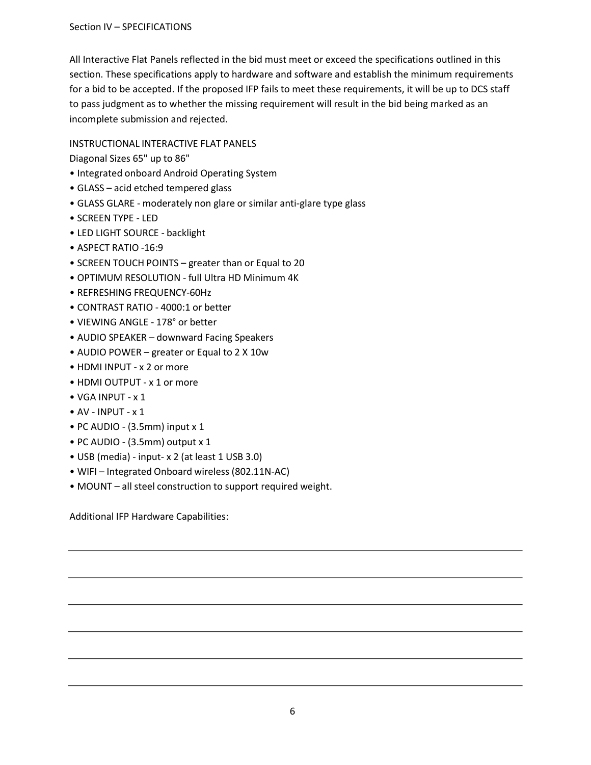Section IV – SPECIFICATIONS

All Interactive Flat Panels reflected in the bid must meet or exceed the specifications outlined in this section. These specifications apply to hardware and software and establish the minimum requirements for a bid to be accepted. If the proposed IFP fails to meet these requirements, it will be up to DCS staff to pass judgment as to whether the missing requirement will result in the bid being marked as an incomplete submission and rejected.

INSTRUCTIONAL INTERACTIVE FLAT PANELS

Diagonal Sizes 65" up to 86"

- Integrated onboard Android Operating System
- GLASS – acid etched tempered glass
- GLASS GLARE - moderately non glare or similar anti-glare type glass
- SCREEN TYPE - LED
- LED LIGHT SOURCE - backlight
- ASPECT RATIO -16:9
- SCREEN TOUCH POINTS – greater than or Equal to 20
- OPTIMUM RESOLUTION - full Ultra HD Minimum 4K
- REFRESHING FREQUENCY-60Hz
- CONTRAST RATIO - 4000:1 or better
- VIEWING ANGLE - 178° or better
- AUDIO SPEAKER – downward Facing Speakers
- AUDIO POWER – greater or Equal to 2 X 10w
- HDMI INPUT - x 2 or more
- HDMI OUTPUT - x 1 or more
- VGA INPUT - x 1
- AV - INPUT - x 1
- PC AUDIO - (3.5mm) input x 1
- PC AUDIO - (3.5mm) output x 1
- USB (media) - input- x 2 (at least 1 USB 3.0)
- WIFI – Integrated Onboard wireless (802.11N-AC)
- MOUNT – all steel construction to support required weight.

Additional IFP Hardware Capabilities:

---

---

---

---

---

---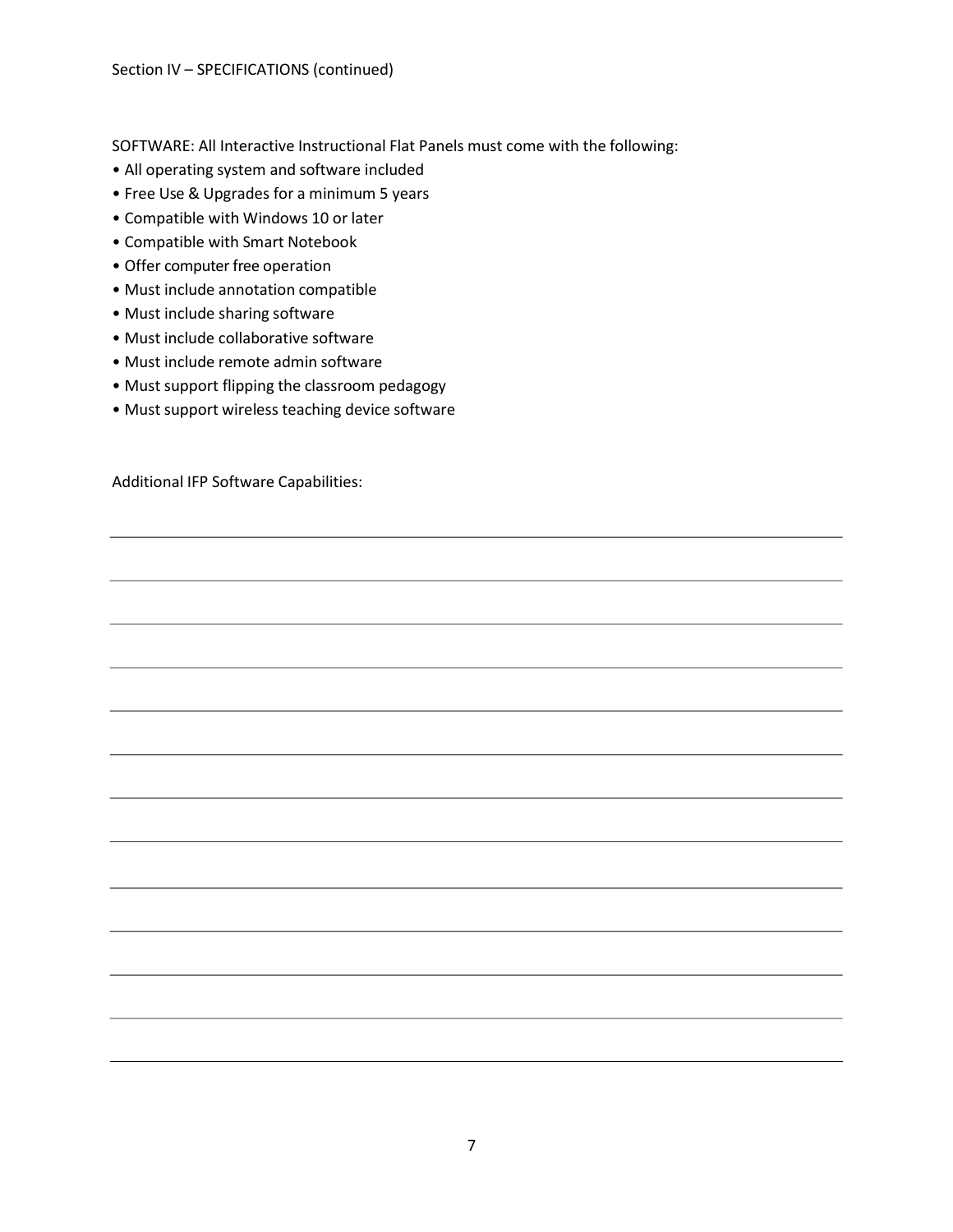Section IV – SPECIFICATIONS (continued)

SOFTWARE: All Interactive Instructional Flat Panels must come with the following:

- All operating system and software included
- Free Use & Upgrades for a minimum 5 years
- Compatible with Windows 10 or later
- Compatible with Smart Notebook
- Offer computer free operation
- Must include annotation compatible
- Must include sharing software
- Must include collaborative software
- Must include remote admin software
- Must support flipping the classroom pedagogy
- Must support wireless teaching device software

Additional IFP Software Capabilities:

\_\_\_\_\_\_\_\_\_\_\_\_\_\_\_\_\_\_\_\_\_\_\_\_\_\_\_\_\_\_\_\_\_\_\_\_\_\_\_\_\_\_\_\_\_\_\_\_\_\_\_\_\_\_\_\_\_\_\_\_\_\_\_\_\_\_\_\_\_\_\_\_\_\_\_\_\_\_

\_\_\_\_\_\_\_\_\_\_\_\_\_\_\_\_\_\_\_\_\_\_\_\_\_\_\_\_\_\_\_\_\_\_\_\_\_\_\_\_\_\_\_\_\_\_\_\_\_\_\_\_\_\_\_\_\_\_\_\_\_\_\_\_\_\_\_\_\_\_\_\_\_\_\_\_\_\_

\_\_\_\_\_\_\_\_\_\_\_\_\_\_\_\_\_\_\_\_\_\_\_\_\_\_\_\_\_\_\_\_\_\_\_\_\_\_\_\_\_\_\_\_\_\_\_\_\_\_\_\_\_\_\_\_\_\_\_\_\_\_\_\_\_\_\_\_\_\_\_\_\_\_\_\_\_\_

\_\_\_\_\_\_\_\_\_\_\_\_\_\_\_\_\_\_\_\_\_\_\_\_\_\_\_\_\_\_\_\_\_\_\_\_\_\_\_\_\_\_\_\_\_\_\_\_\_\_\_\_\_\_\_\_\_\_\_\_\_\_\_\_\_\_\_\_\_\_\_\_\_\_\_\_\_\_

\_\_\_\_\_\_\_\_\_\_\_\_\_\_\_\_\_\_\_\_\_\_\_\_\_\_\_\_\_\_\_\_\_\_\_\_\_\_\_\_\_\_\_\_\_\_\_\_\_\_\_\_\_\_\_\_\_\_\_\_\_\_\_\_\_\_\_\_\_\_\_\_\_\_\_\_\_\_

\_\_\_\_\_\_\_\_\_\_\_\_\_\_\_\_\_\_\_\_\_\_\_\_\_\_\_\_\_\_\_\_\_\_\_\_\_\_\_\_\_\_\_\_\_\_\_\_\_\_\_\_\_\_\_\_\_\_\_\_\_\_\_\_\_\_\_\_\_\_\_\_\_\_\_\_\_\_

\_\_\_\_\_\_\_\_\_\_\_\_\_\_\_\_\_\_\_\_\_\_\_\_\_\_\_\_\_\_\_\_\_\_\_\_\_\_\_\_\_\_\_\_\_\_\_\_\_\_\_\_\_\_\_\_\_\_\_\_\_\_\_\_\_\_\_\_\_\_\_\_\_\_\_\_\_\_

\_\_\_\_\_\_\_\_\_\_\_\_\_\_\_\_\_\_\_\_\_\_\_\_\_\_\_\_\_\_\_\_\_\_\_\_\_\_\_\_\_\_\_\_\_\_\_\_\_\_\_\_\_\_\_\_\_\_\_\_\_\_\_\_\_\_\_\_\_\_\_\_\_\_\_\_\_\_

\_\_\_\_\_\_\_\_\_\_\_\_\_\_\_\_\_\_\_\_\_\_\_\_\_\_\_\_\_\_\_\_\_\_\_\_\_\_\_\_\_\_\_\_\_\_\_\_\_\_\_\_\_\_\_\_\_\_\_\_\_\_\_\_\_\_\_\_\_\_\_\_\_\_\_\_\_\_

\_\_\_\_\_\_\_\_\_\_\_\_\_\_\_\_\_\_\_\_\_\_\_\_\_\_\_\_\_\_\_\_\_\_\_\_\_\_\_\_\_\_\_\_\_\_\_\_\_\_\_\_\_\_\_\_\_\_\_\_\_\_\_\_\_\_\_\_\_\_\_\_\_\_\_\_\_\_

\_\_\_\_\_\_\_\_\_\_\_\_\_\_\_\_\_\_\_\_\_\_\_\_\_\_\_\_\_\_\_\_\_\_\_\_\_\_\_\_\_\_\_\_\_\_\_\_\_\_\_\_\_\_\_\_\_\_\_\_\_\_\_\_\_\_\_\_\_\_\_\_\_\_\_\_\_\_

\_\_\_\_\_\_\_\_\_\_\_\_\_\_\_\_\_\_\_\_\_\_\_\_\_\_\_\_\_\_\_\_\_\_\_\_\_\_\_\_\_\_\_\_\_\_\_\_\_\_\_\_\_\_\_\_\_\_\_\_\_\_\_\_\_\_\_\_\_\_\_\_\_\_\_\_\_\_

\_\_\_\_\_\_\_\_\_\_\_\_\_\_\_\_\_\_\_\_\_\_\_\_\_\_\_\_\_\_\_\_\_\_\_\_\_\_\_\_\_\_\_\_\_\_\_\_\_\_\_\_\_\_\_\_\_\_\_\_\_\_\_\_\_\_\_\_\_\_\_\_\_\_\_\_\_\_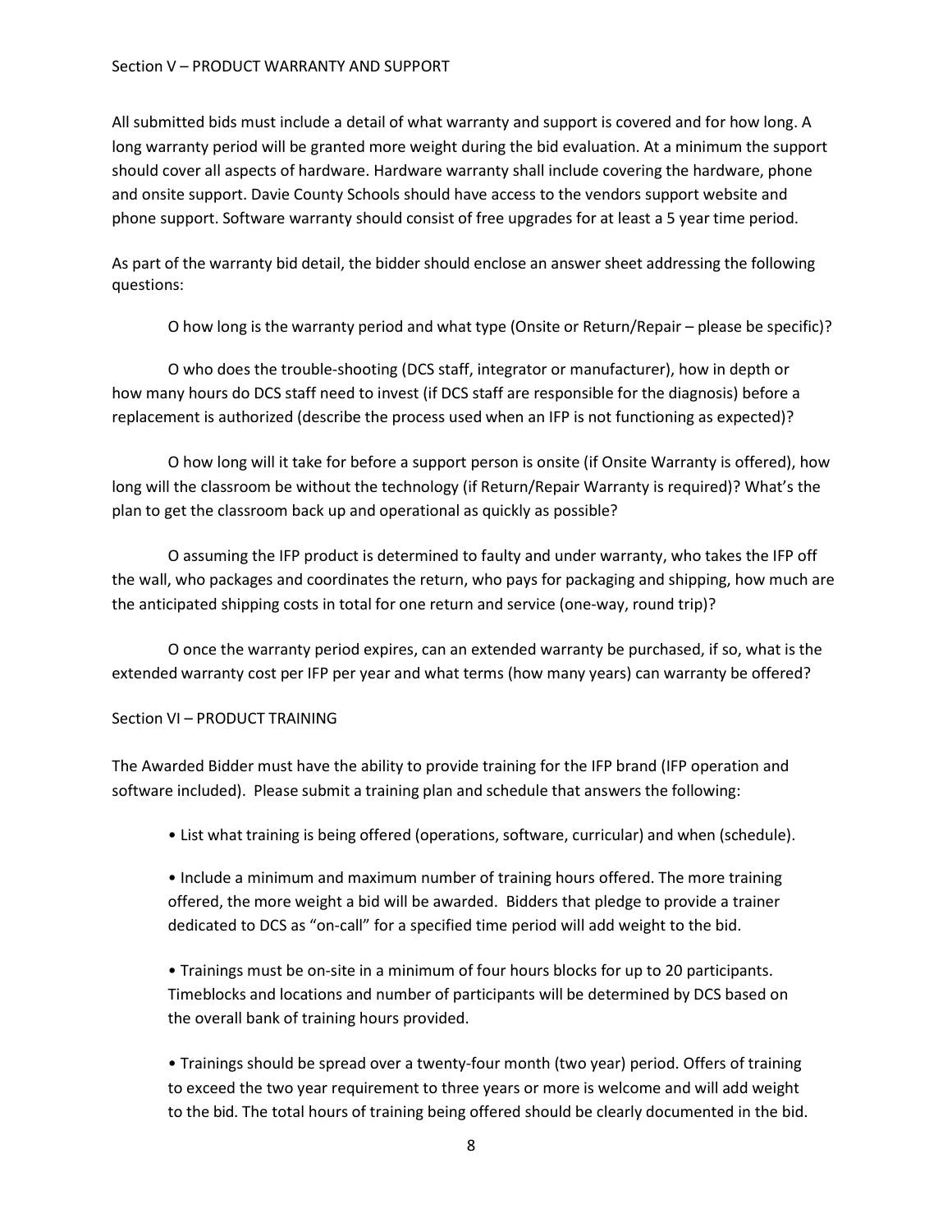## Section V – PRODUCT WARRANTY AND SUPPORT

All submitted bids must include a detail of what warranty and support is covered and for how long. A long warranty period will be granted more weight during the bid evaluation. At a minimum the support should cover all aspects of hardware. Hardware warranty shall include covering the hardware, phone and onsite support. Davie County Schools should have access to the vendors support website and phone support. Software warranty should consist of free upgrades for at least a 5 year time period.

As part of the warranty bid detail, the bidder should enclose an answer sheet addressing the following questions:

O how long is the warranty period and what type (Onsite or Return/Repair – please be specific)?

O who does the trouble-shooting (DCS staff, integrator or manufacturer), how in depth or how many hours do DCS staff need to invest (if DCS staff are responsible for the diagnosis) before a replacement is authorized (describe the process used when an IFP is not functioning as expected)?

O how long will it take for before a support person is onsite (if Onsite Warranty is offered), how long will the classroom be without the technology (if Return/Repair Warranty is required)? What's the plan to get the classroom back up and operational as quickly as possible?

O assuming the IFP product is determined to faulty and under warranty, who takes the IFP off the wall, who packages and coordinates the return, who pays for packaging and shipping, how much are the anticipated shipping costs in total for one return and service (one-way, round trip)?

O once the warranty period expires, can an extended warranty be purchased, if so, what is the extended warranty cost per IFP per year and what terms (how many years) can warranty be offered?

## Section VI – PRODUCT TRAINING

The Awarded Bidder must have the ability to provide training for the IFP brand (IFP operation and software included). Please submit a training plan and schedule that answers the following:

- List what training is being offered (operations, software, curricular) and when (schedule).
- Include a minimum and maximum number of training hours offered. The more training offered, the more weight a bid will be awarded. Bidders that pledge to provide a trainer dedicated to DCS as "on-call" for a specified time period will add weight to the bid.
- Trainings must be on-site in a minimum of four hours blocks for up to 20 participants. Timeblocks and locations and number of participants will be determined by DCS based on the overall bank of training hours provided.
- Trainings should be spread over a twenty-four month (two year) period. Offers of training to exceed the two year requirement to three years or more is welcome and will add weight to the bid. The total hours of training being offered should be clearly documented in the bid.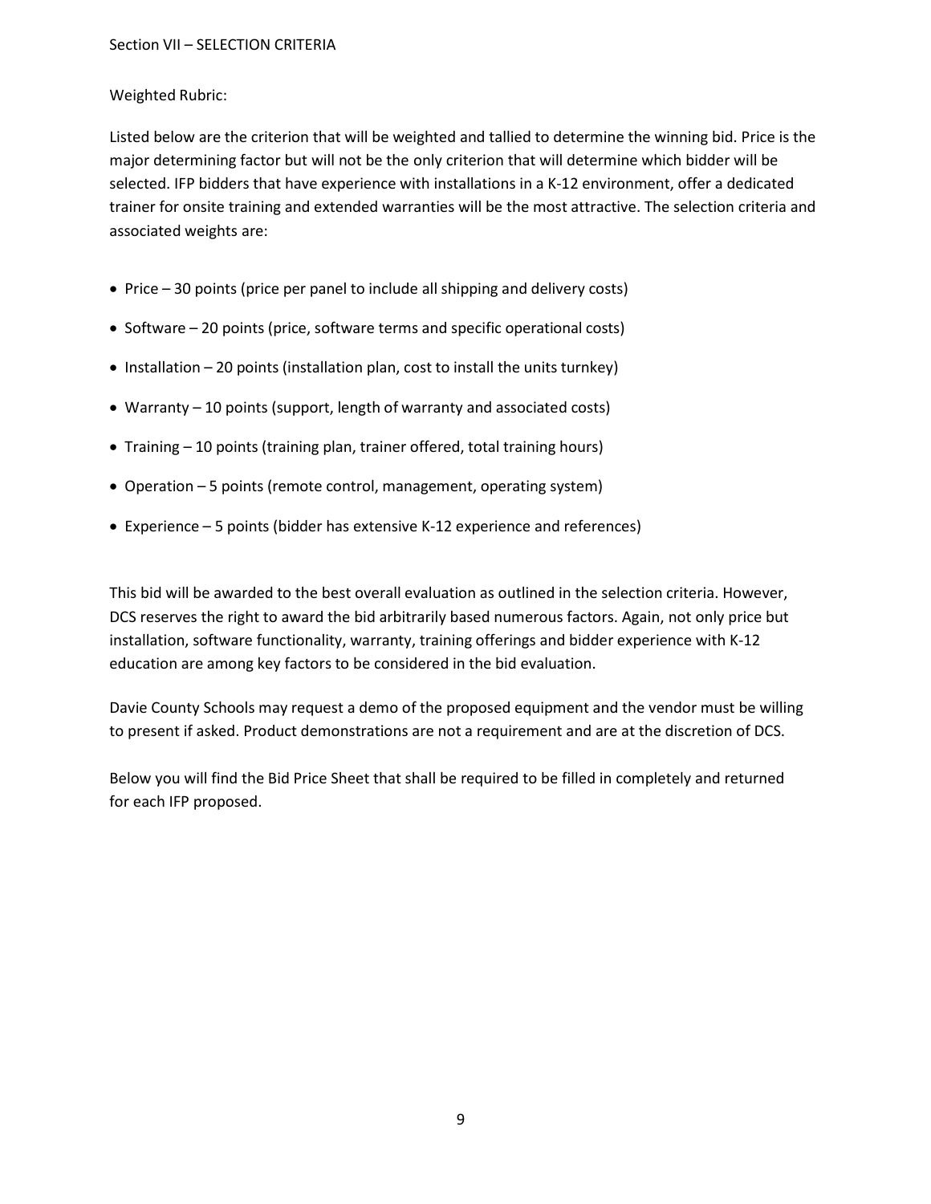## Section VII – SELECTION CRITERIA

Weighted Rubric:

Listed below are the criterion that will be weighted and tallied to determine the winning bid. Price is the major determining factor but will not be the only criterion that will determine which bidder will be selected. IFP bidders that have experience with installations in a K-12 environment, offer a dedicated trainer for onsite training and extended warranties will be the most attractive. The selection criteria and associated weights are:

- Price – 30 points (price per panel to include all shipping and delivery costs)
- Software – 20 points (price, software terms and specific operational costs)
- Installation – 20 points (installation plan, cost to install the units turnkey)
- Warranty – 10 points (support, length of warranty and associated costs)
- Training – 10 points (training plan, trainer offered, total training hours)
- Operation – 5 points (remote control, management, operating system)
- Experience – 5 points (bidder has extensive K-12 experience and references)

This bid will be awarded to the best overall evaluation as outlined in the selection criteria. However, DCS reserves the right to award the bid arbitrarily based numerous factors. Again, not only price but installation, software functionality, warranty, training offerings and bidder experience with K-12 education are among key factors to be considered in the bid evaluation.

Davie County Schools may request a demo of the proposed equipment and the vendor must be willing to present if asked. Product demonstrations are not a requirement and are at the discretion of DCS.

Below you will find the Bid Price Sheet that shall be required to be filled in completely and returned for each IFP proposed.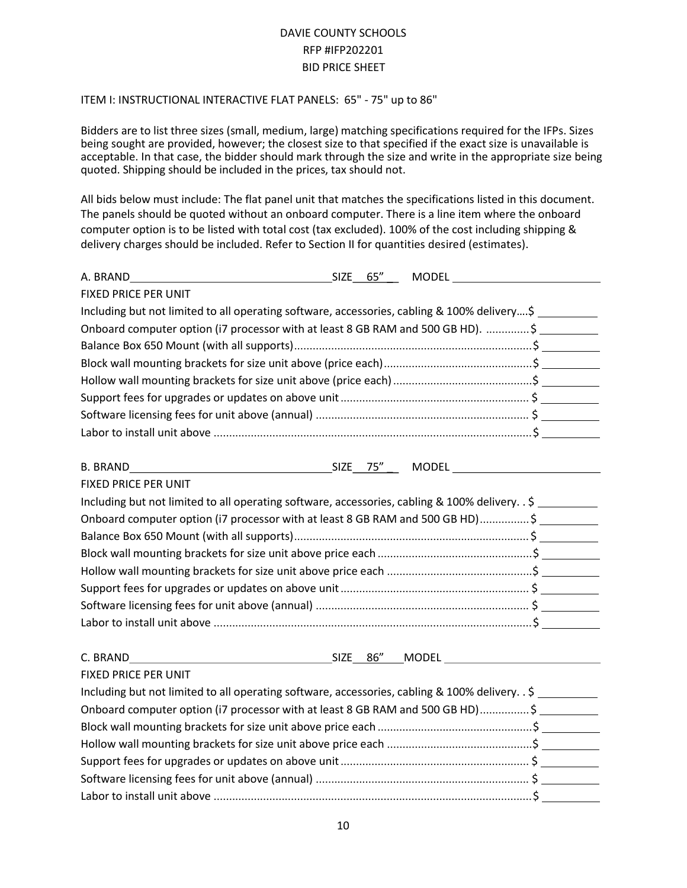DAVIE COUNTY SCHOOLS
RFP #IFP202201
BID PRICE SHEET

ITEM I: INSTRUCTIONAL INTERACTIVE FLAT PANELS: 65" - 75" up to 86"

Bidders are to list three sizes (small, medium, large) matching specifications required for the IFPs. Sizes being sought are provided, however; the closest size to that specified if the exact size is unavailable is acceptable. In that case, the bidder should mark through the size and write in the appropriate size being quoted. Shipping should be included in the prices, tax should not.

All bids below must include: The flat panel unit that matches the specifications listed in this document. The panels should be quoted without an onboard computer. There is a line item where the onboard computer option is to be listed with total cost (tax excluded). 100% of the cost including shipping & delivery charges should be included. Refer to Section II for quantities desired (estimates).

A. BRAND\_\_\_\_\_\_\_\_\_\_\_\_\_\_\_\_\_\_\_\_\_\_\_\_\_\_\_\_ SIZE 65" MODEL \_\_\_\_\_\_\_\_\_\_\_\_\_\_\_\_\_\_\_\_

FIXED PRICE PER UNIT

Including but not limited to all operating software, accessories, cabling & 100% delivery....$ \_\_\_\_\_\_\_\_\_\_

Onboard computer option (i7 processor with at least 8 GB RAM and 500 GB HD). ..............$ \_\_\_\_\_\_\_\_\_\_

Balance Box 650 Mount (with all supports)....................................................................$ \_\_\_\_\_\_\_\_\_\_

Block wall mounting brackets for size unit above (price each)............................................$ \_\_\_\_\_\_\_\_\_\_

Hollow wall mounting brackets for size unit above (price each)..........................................$ \_\_\_\_\_\_\_\_\_\_

Support fees for upgrades or updates on above unit.............................................................$ \_\_\_\_\_\_\_\_\_\_

Software licensing fees for unit above (annual) .....................................................................$ \_\_\_\_\_\_\_\_\_\_

Labor to install unit above .......................................................................................................$ \_\_\_\_\_\_\_\_\_\_

B. BRAND\_\_\_\_\_\_\_\_\_\_\_\_\_\_\_\_\_\_\_\_\_\_\_\_\_\_\_\_ SIZE 75" MODEL \_\_\_\_\_\_\_\_\_\_\_\_\_\_\_\_\_\_\_\_

FIXED PRICE PER UNIT

Including but not limited to all operating software, accessories, cabling & 100% delivery. . $ \_\_\_\_\_\_\_\_\_\_

Onboard computer option (i7 processor with at least 8 GB RAM and 500 GB HD)................$ \_\_\_\_\_\_\_\_\_\_

Balance Box 650 Mount (with all supports)....................................................................$ \_\_\_\_\_\_\_\_\_\_

Block wall mounting brackets for size unit above price each .................................................$ \_\_\_\_\_\_\_\_\_\_

Hollow wall mounting brackets for size unit above price each ..............................................$ \_\_\_\_\_\_\_\_\_\_

Support fees for upgrades or updates on above unit.............................................................$ \_\_\_\_\_\_\_\_\_\_

Software licensing fees for unit above (annual) .....................................................................$ \_\_\_\_\_\_\_\_\_\_

Labor to install unit above .......................................................................................................$ \_\_\_\_\_\_\_\_\_\_

C. BRAND\_\_\_\_\_\_\_\_\_\_\_\_\_\_\_\_\_\_\_\_\_\_\_\_\_\_\_\_ SIZE 86" MODEL \_\_\_\_\_\_\_\_\_\_\_\_\_\_\_\_\_\_\_\_

FIXED PRICE PER UNIT

Including but not limited to all operating software, accessories, cabling & 100% delivery. . $ \_\_\_\_\_\_\_\_\_\_

Onboard computer option (i7 processor with at least 8 GB RAM and 500 GB HD)................$ \_\_\_\_\_\_\_\_\_\_

Block wall mounting brackets for size unit above price each .................................................$ \_\_\_\_\_\_\_\_\_\_

Hollow wall mounting brackets for size unit above price each ..............................................$ \_\_\_\_\_\_\_\_\_\_

Support fees for upgrades or updates on above unit.............................................................$ \_\_\_\_\_\_\_\_\_\_

Software licensing fees for unit above (annual) .....................................................................$ \_\_\_\_\_\_\_\_\_\_

Labor to install unit above .......................................................................................................$ \_\_\_\_\_\_\_\_\_\_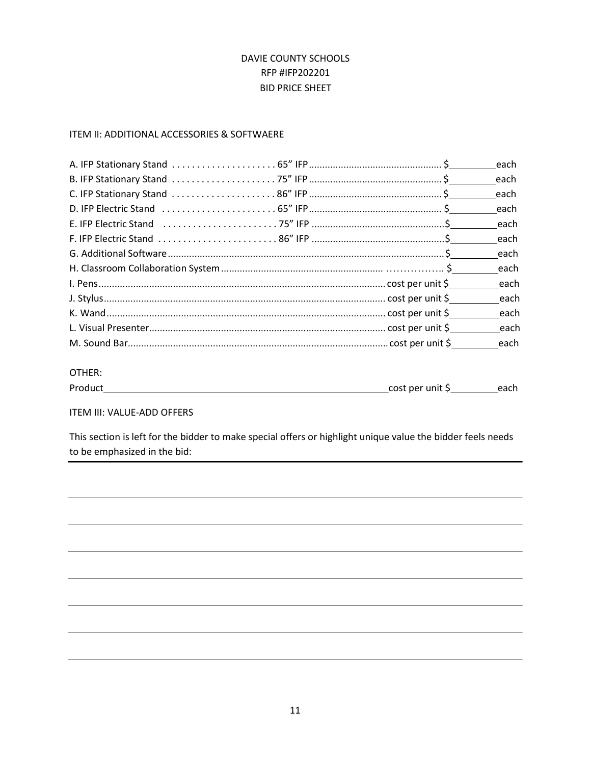DAVIE COUNTY SCHOOLS
RFP #IFP202201
BID PRICE SHEET

ITEM II: ADDITIONAL ACCESSORIES & SOFTWAERE

A. IFP Stationary Stand . . . . . . . . . . . . . . . . . . . . 65" IFP .................................................. $_________each
B. IFP Stationary Stand . . . . . . . . . . . . . . . . . . . . 75" IFP .................................................. $_________each
C. IFP Stationary Stand . . . . . . . . . . . . . . . . . . . . 86" IFP .................................................. $_________each
D. IFP Electric Stand . . . . . . . . . . . . . . . . . . . . . . 65" IFP .................................................. $_________each
E. IFP Electric Stand . . . . . . . . . . . . . . . . . . . . . . 75" IFP .................................................. $_________each
F. IFP Electric Stand . . . . . . . . . . . . . . . . . . . . . . . 86" IFP .................................................. $_________each
G. Additional Software ........................................................................................................ $_________each
H. Classroom Collaboration System ............................................................. ................ $_________each
I. Pens ........................................................................................................... cost per unit $_________each
J. Stylus ......................................................................................................... cost per unit $_________each
K. Wand ........................................................................................................ cost per unit $_________each
L. Visual Presenter ........................................................................................ cost per unit $_________each
M. Sound Bar ................................................................................................. cost per unit $_________each

OTHER:

Product_______________________________________________________cost per unit $_________each

ITEM III: VALUE-ADD OFFERS

This section is left for the bidder to make special offers or highlight unique value the bidder feels needs to be emphasized in the bid:

---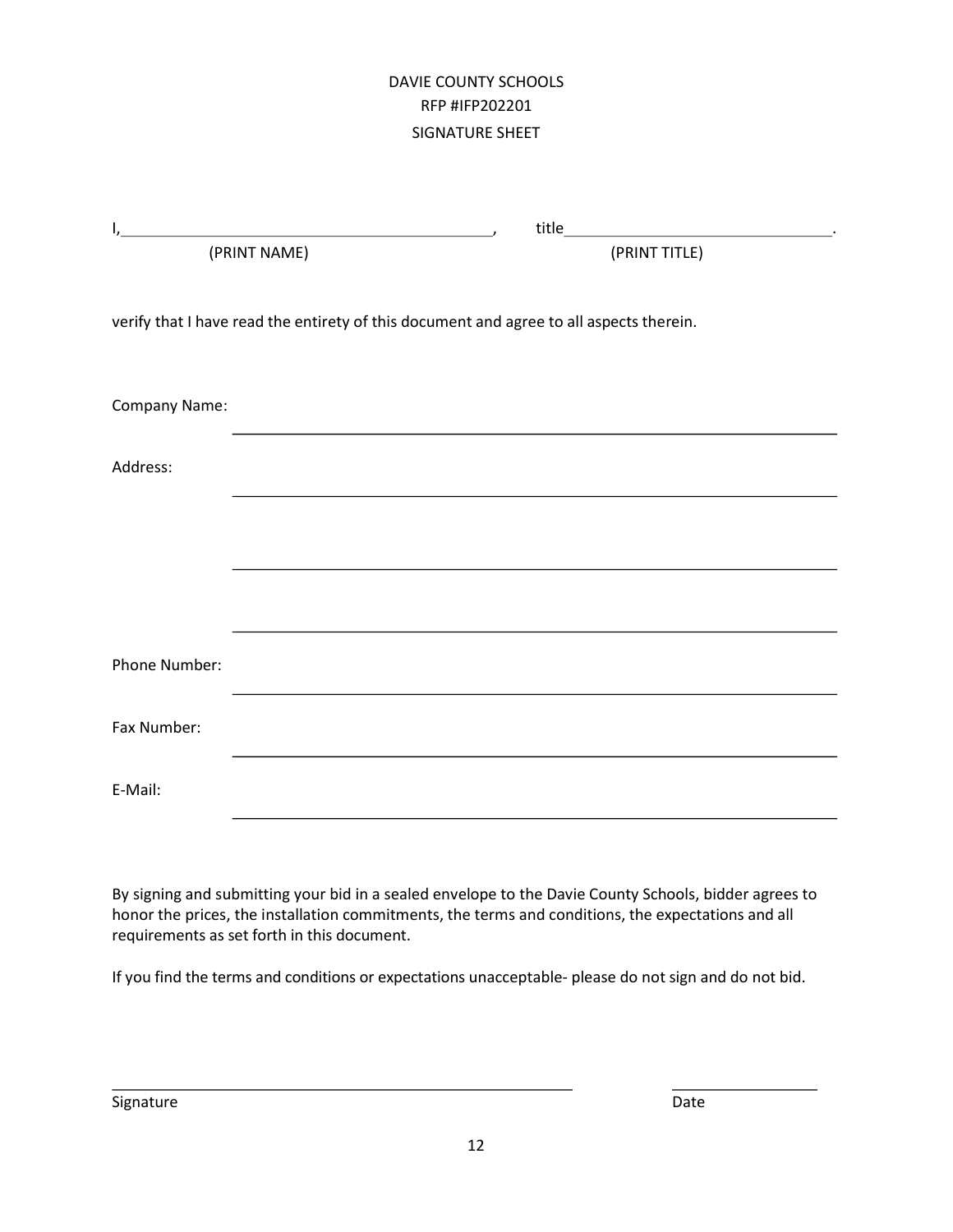DAVIE COUNTY SCHOOLS

RFP #IFP202201

SIGNATURE SHEET

I,\_\_\_\_\_\_\_\_\_\_\_\_\_\_\_\_\_\_\_\_\_\_\_\_\_\_\_\_\_\_\_\_\_\_\_\_\_\_\_\_,  title\_\_\_\_\_\_\_\_\_\_\_\_\_\_\_\_\_\_\_\_\_\_\_\_\_\_\_\_\_\_.

(PRINT NAME)  (PRINT TITLE)

verify that I have read the entirety of this document and agree to all aspects therein.

Company Name: \_\_\_\_\_\_\_\_\_\_\_\_\_\_\_\_\_\_\_\_\_\_\_\_\_\_\_\_\_\_\_\_\_\_\_\_\_\_\_\_\_\_\_\_\_\_\_\_\_\_\_\_\_\_\_\_

Address: \_\_\_\_\_\_\_\_\_\_\_\_\_\_\_\_\_\_\_\_\_\_\_\_\_\_\_\_\_\_\_\_\_\_\_\_\_\_\_\_\_\_\_\_\_\_\_\_\_\_\_\_\_\_\_\_

\_\_\_\_\_\_\_\_\_\_\_\_\_\_\_\_\_\_\_\_\_\_\_\_\_\_\_\_\_\_\_\_\_\_\_\_\_\_\_\_\_\_\_\_\_\_\_\_\_\_\_\_\_\_\_\_

\_\_\_\_\_\_\_\_\_\_\_\_\_\_\_\_\_\_\_\_\_\_\_\_\_\_\_\_\_\_\_\_\_\_\_\_\_\_\_\_\_\_\_\_\_\_\_\_\_\_\_\_\_\_\_\_

Phone Number: \_\_\_\_\_\_\_\_\_\_\_\_\_\_\_\_\_\_\_\_\_\_\_\_\_\_\_\_\_\_\_\_\_\_\_\_\_\_\_\_\_\_\_\_\_\_\_\_\_\_\_\_\_\_\_\_

Fax Number: \_\_\_\_\_\_\_\_\_\_\_\_\_\_\_\_\_\_\_\_\_\_\_\_\_\_\_\_\_\_\_\_\_\_\_\_\_\_\_\_\_\_\_\_\_\_\_\_\_\_\_\_\_\_\_\_

E-Mail: \_\_\_\_\_\_\_\_\_\_\_\_\_\_\_\_\_\_\_\_\_\_\_\_\_\_\_\_\_\_\_\_\_\_\_\_\_\_\_\_\_\_\_\_\_\_\_\_\_\_\_\_\_\_\_\_

By signing and submitting your bid in a sealed envelope to the Davie County Schools, bidder agrees to honor the prices, the installation commitments, the terms and conditions, the expectations and all requirements as set forth in this document.

If you find the terms and conditions or expectations unacceptable- please do not sign and do not bid.

\_\_\_\_\_\_\_\_\_\_\_\_\_\_\_\_\_\_\_\_\_\_\_\_\_\_\_\_\_\_\_\_\_\_\_\_\_\_\_\_\_\_\_\_  \_\_\_\_\_\_\_\_\_\_\_\_\_\_\_\_

Signature  Date